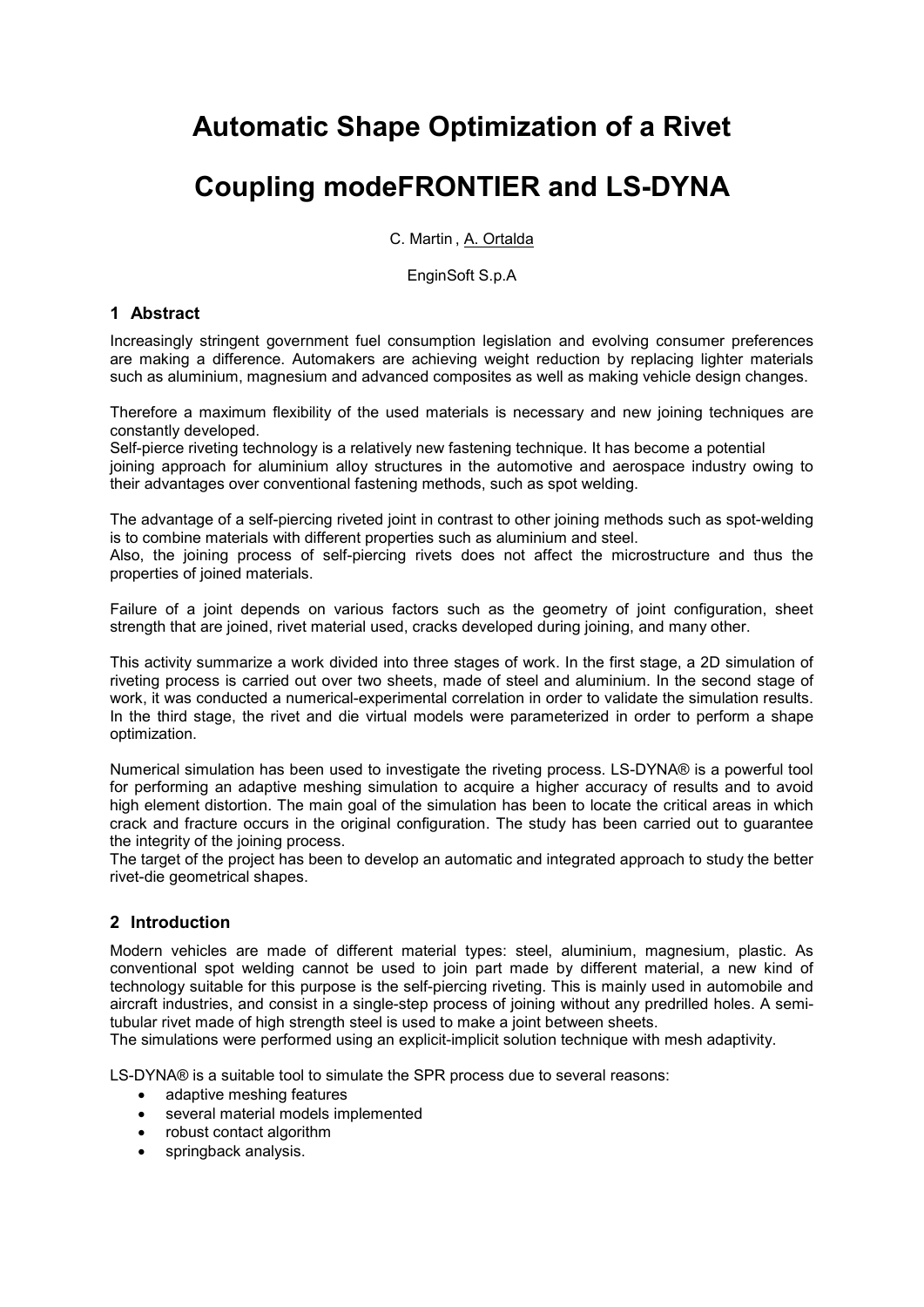# Automatic Shape Optimization of a Rivet Coupling modeFRONTIER and LS-DYNA

C. Martin , A. Ortalda

EnginSoft S.p.A

## 1 Abstract

Increasingly stringent government fuel consumption legislation and evolving consumer preferences are making a difference. Automakers are achieving weight reduction by replacing lighter materials such as aluminium, magnesium and advanced composites as well as making vehicle design changes.

Therefore a maximum flexibility of the used materials is necessary and new joining techniques are constantly developed.
Self-pierce riveting technology is a relatively new fastening technique. It has become a potential joining approach for aluminium alloy structures in the automotive and aerospace industry owing to their advantages over conventional fastening methods, such as spot welding.

The advantage of a self-piercing riveted joint in contrast to other joining methods such as spot-welding is to combine materials with different properties such as aluminium and steel.
Also, the joining process of self-piercing rivets does not affect the microstructure and thus the properties of joined materials.

Failure of a joint depends on various factors such as the geometry of joint configuration, sheet strength that are joined, rivet material used, cracks developed during joining, and many other.

This activity summarize a work divided into three stages of work. In the first stage, a 2D simulation of riveting process is carried out over two sheets, made of steel and aluminium. In the second stage of work, it was conducted a numerical-experimental correlation in order to validate the simulation results. In the third stage, the rivet and die virtual models were parameterized in order to perform a shape optimization.

Numerical simulation has been used to investigate the riveting process. LS-DYNA® is a powerful tool for performing an adaptive meshing simulation to acquire a higher accuracy of results and to avoid high element distortion. The main goal of the simulation has been to locate the critical areas in which crack and fracture occurs in the original configuration. The study has been carried out to guarantee the integrity of the joining process.
The target of the project has been to develop an automatic and integrated approach to study the better rivet-die geometrical shapes.

## 2 Introduction

Modern vehicles are made of different material types: steel, aluminium, magnesium, plastic. As conventional spot welding cannot be used to join part made by different material, a new kind of technology suitable for this purpose is the self-piercing riveting. This is mainly used in automobile and aircraft industries, and consist in a single-step process of joining without any predrilled holes. A semi-tubular rivet made of high strength steel is used to make a joint between sheets.
The simulations were performed using an explicit-implicit solution technique with mesh adaptivity.

LS-DYNA® is a suitable tool to simulate the SPR process due to several reasons:

- adaptive meshing features
- several material models implemented
- robust contact algorithm
- springback analysis.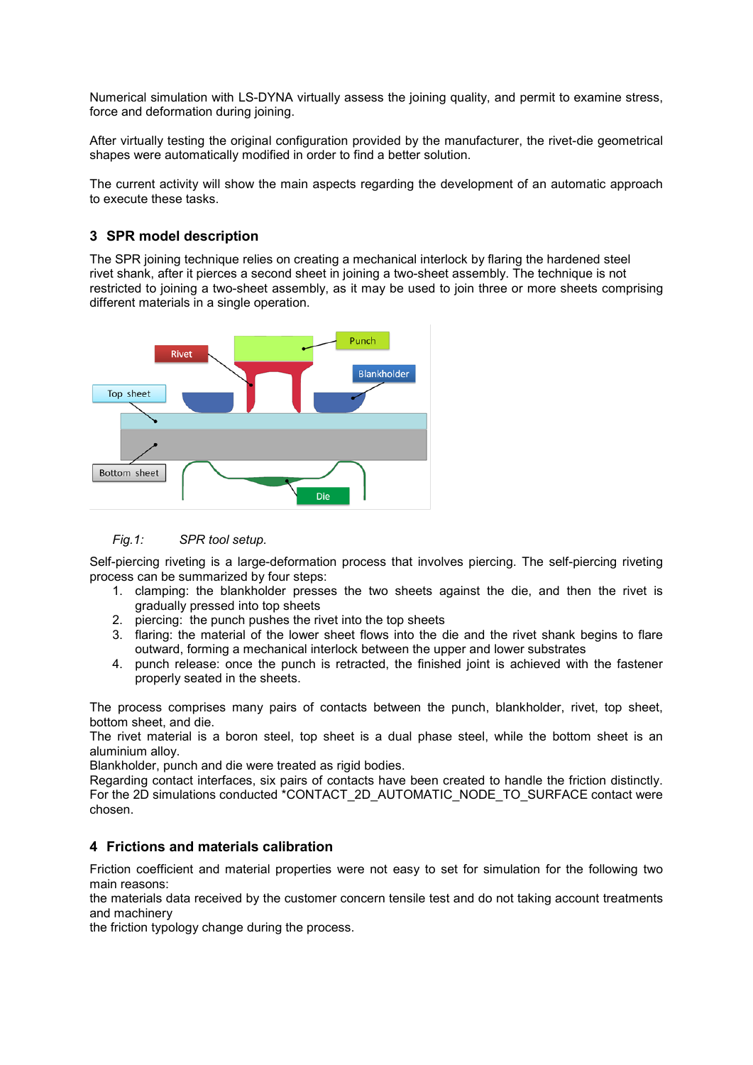Numerical simulation with LS-DYNA virtually assess the joining quality, and permit to examine stress, force and deformation during joining.

After virtually testing the original configuration provided by the manufacturer, the rivet-die geometrical shapes were automatically modified in order to find a better solution.

The current activity will show the main aspects regarding the development of an automatic approach to execute these tasks.

## 3 SPR model description

The SPR joining technique relies on creating a mechanical interlock by flaring the hardened steel rivet shank, after it pierces a second sheet in joining a two-sheet assembly. The technique is not restricted to joining a two-sheet assembly, as it may be used to join three or more sheets comprising different materials in a single operation.

*Fig.1: SPR tool setup.*

Self-piercing riveting is a large-deformation process that involves piercing. The self-piercing riveting process can be summarized by four steps:

1. clamping: the blankholder presses the two sheets against the die, and then the rivet is gradually pressed into top sheets
2. piercing: the punch pushes the rivet into the top sheets
3. flaring: the material of the lower sheet flows into the die and the rivet shank begins to flare outward, forming a mechanical interlock between the upper and lower substrates
4. punch release: once the punch is retracted, the finished joint is achieved with the fastener properly seated in the sheets.

The process comprises many pairs of contacts between the punch, blankholder, rivet, top sheet, bottom sheet, and die.
The rivet material is a boron steel, top sheet is a dual phase steel, while the bottom sheet is an aluminium alloy.
Blankholder, punch and die were treated as rigid bodies.
Regarding contact interfaces, six pairs of contacts have been created to handle the friction distinctly. For the 2D simulations conducted *CONTACT_2D_AUTOMATIC_NODE_TO_SURFACE contact were chosen.

## 4 Frictions and materials calibration

Friction coefficient and material properties were not easy to set for simulation for the following two main reasons:
the materials data received by the customer concern tensile test and do not taking account treatments and machinery
the friction typology change during the process.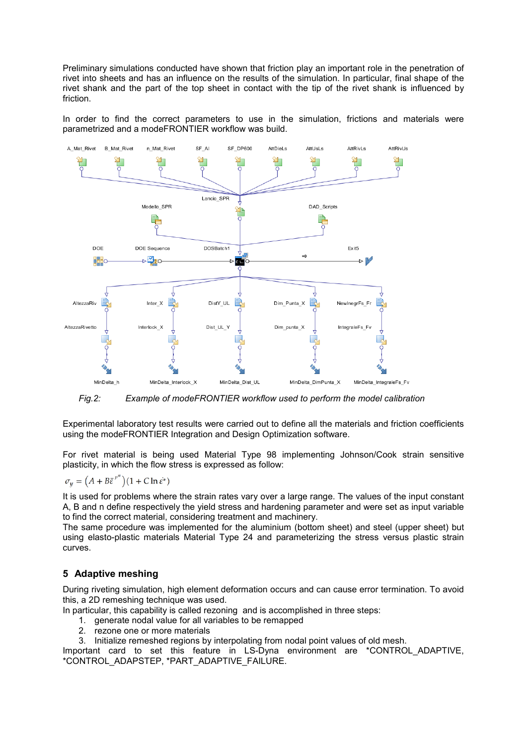Preliminary simulations conducted have shown that friction play an important role in the penetration of rivet into sheets and has an influence on the results of the simulation. In particular, final shape of the rivet shank and the part of the top sheet in contact with the tip of the rivet shank is influenced by friction.

In order to find the correct parameters to use in the simulation, frictions and materials were parametrized and a modeFRONTIER workflow was build.

*Fig.2: Example of modeFRONTIER workflow used to perform the model calibration*

Experimental laboratory test results were carried out to define all the materials and friction coefficients using the modeFRONTIER Integration and Design Optimization software.

For rivet material is being used Material Type 98 implementing Johnson/Cook strain sensitive plasticity, in which the flow stress is expressed as follow:

$$\sigma_y = \left(A + B\bar{\varepsilon}^{p^n}\right)(1 + C\ln\dot{\varepsilon}^*)$$

It is used for problems where the strain rates vary over a large range. The values of the input constant A, B and n define respectively the yield stress and hardening parameter and were set as input variable to find the correct material, considering treatment and machinery.

The same procedure was implemented for the aluminium (bottom sheet) and steel (upper sheet) but using elasto-plastic materials Material Type 24 and parameterizing the stress versus plastic strain curves.

## 5 Adaptive meshing

During riveting simulation, high element deformation occurs and can cause error termination. To avoid this, a 2D remeshing technique was used.

In particular, this capability is called rezoning and is accomplished in three steps:

1. generate nodal value for all variables to be remapped
2. rezone one or more materials
3. Initialize remeshed regions by interpolating from nodal point values of old mesh.

Important card to set this feature in LS-Dyna environment are *CONTROL_ADAPTIVE, *CONTROL_ADAPSTEP, *PART_ADAPTIVE_FAILURE.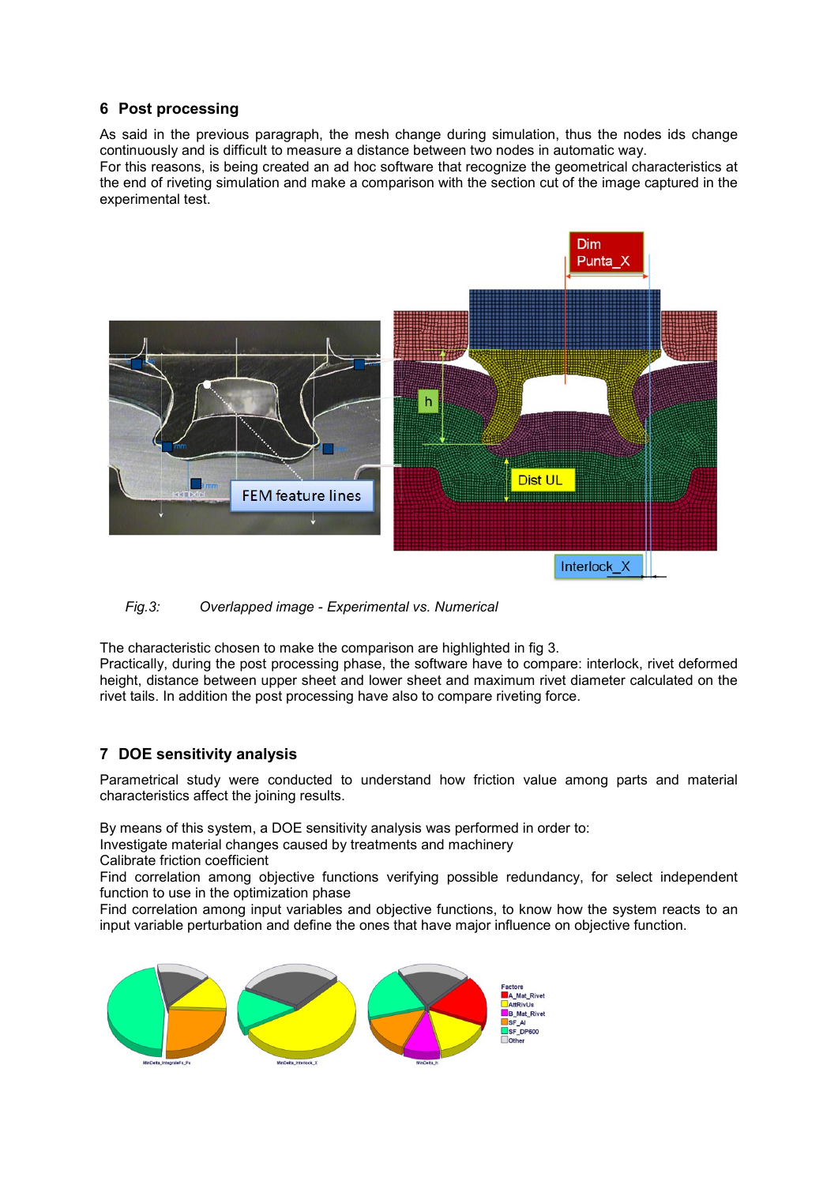## 6 Post processing

As said in the previous paragraph, the mesh change during simulation, thus the nodes ids change continuously and is difficult to measure a distance between two nodes in automatic way.
For this reasons, is being created an ad hoc software that recognize the geometrical characteristics at the end of riveting simulation and make a comparison with the section cut of the image captured in the experimental test.

*Fig.3: Overlapped image - Experimental vs. Numerical*

The characteristic chosen to make the comparison are highlighted in fig 3.
Practically, during the post processing phase, the software have to compare: interlock, rivet deformed height, distance between upper sheet and lower sheet and maximum rivet diameter calculated on the rivet tails. In addition the post processing have also to compare riveting force.

## 7 DOE sensitivity analysis

Parametrical study were conducted to understand how friction value among parts and material characteristics affect the joining results.

By means of this system, a DOE sensitivity analysis was performed in order to:
Investigate material changes caused by treatments and machinery
Calibrate friction coefficient
Find correlation among objective functions verifying possible redundancy, for select independent function to use in the optimization phase
Find correlation among input variables and objective functions, to know how the system reacts to an input variable perturbation and define the ones that have major influence on objective function.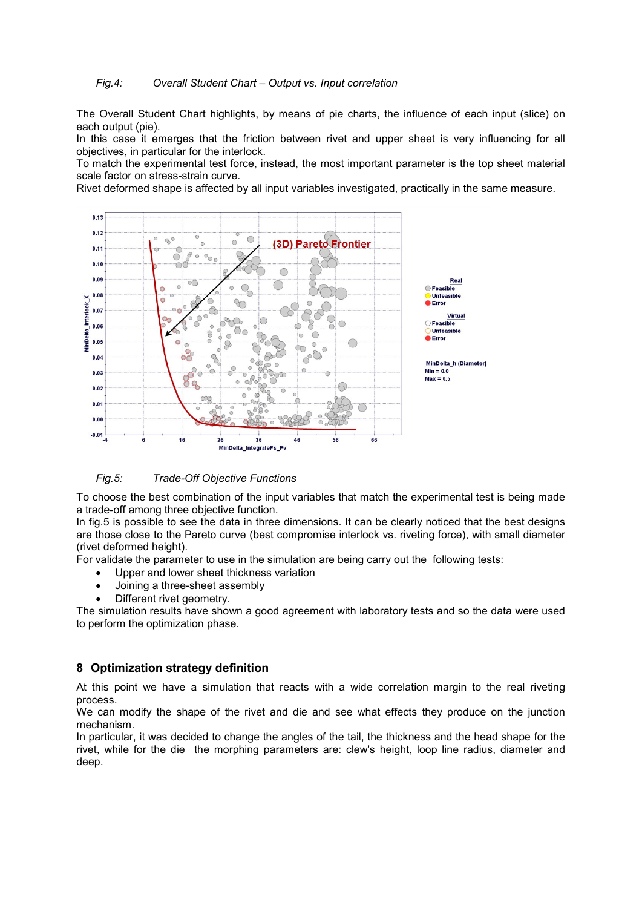*Fig.4: Overall Student Chart – Output vs. Input correlation*

The Overall Student Chart highlights, by means of pie charts, the influence of each input (slice) on each output (pie).
In this case it emerges that the friction between rivet and upper sheet is very influencing for all objectives, in particular for the interlock.
To match the experimental test force, instead, the most important parameter is the top sheet material scale factor on stress-strain curve.
Rivet deformed shape is affected by all input variables investigated, practically in the same measure.

*Fig.5: Trade-Off Objective Functions*

To choose the best combination of the input variables that match the experimental test is being made a trade-off among three objective function.
In fig.5 is possible to see the data in three dimensions. It can be clearly noticed that the best designs are those close to the Pareto curve (best compromise interlock vs. riveting force), with small diameter (rivet deformed height).
For validate the parameter to use in the simulation are being carry out the following tests:

- Upper and lower sheet thickness variation
- Joining a three-sheet assembly
- Different rivet geometry.

The simulation results have shown a good agreement with laboratory tests and so the data were used to perform the optimization phase.

## 8 Optimization strategy definition

At this point we have a simulation that reacts with a wide correlation margin to the real riveting process.
We can modify the shape of the rivet and die and see what effects they produce on the junction mechanism.
In particular, it was decided to change the angles of the tail, the thickness and the head shape for the rivet, while for the die the morphing parameters are: clew's height, loop line radius, diameter and deep.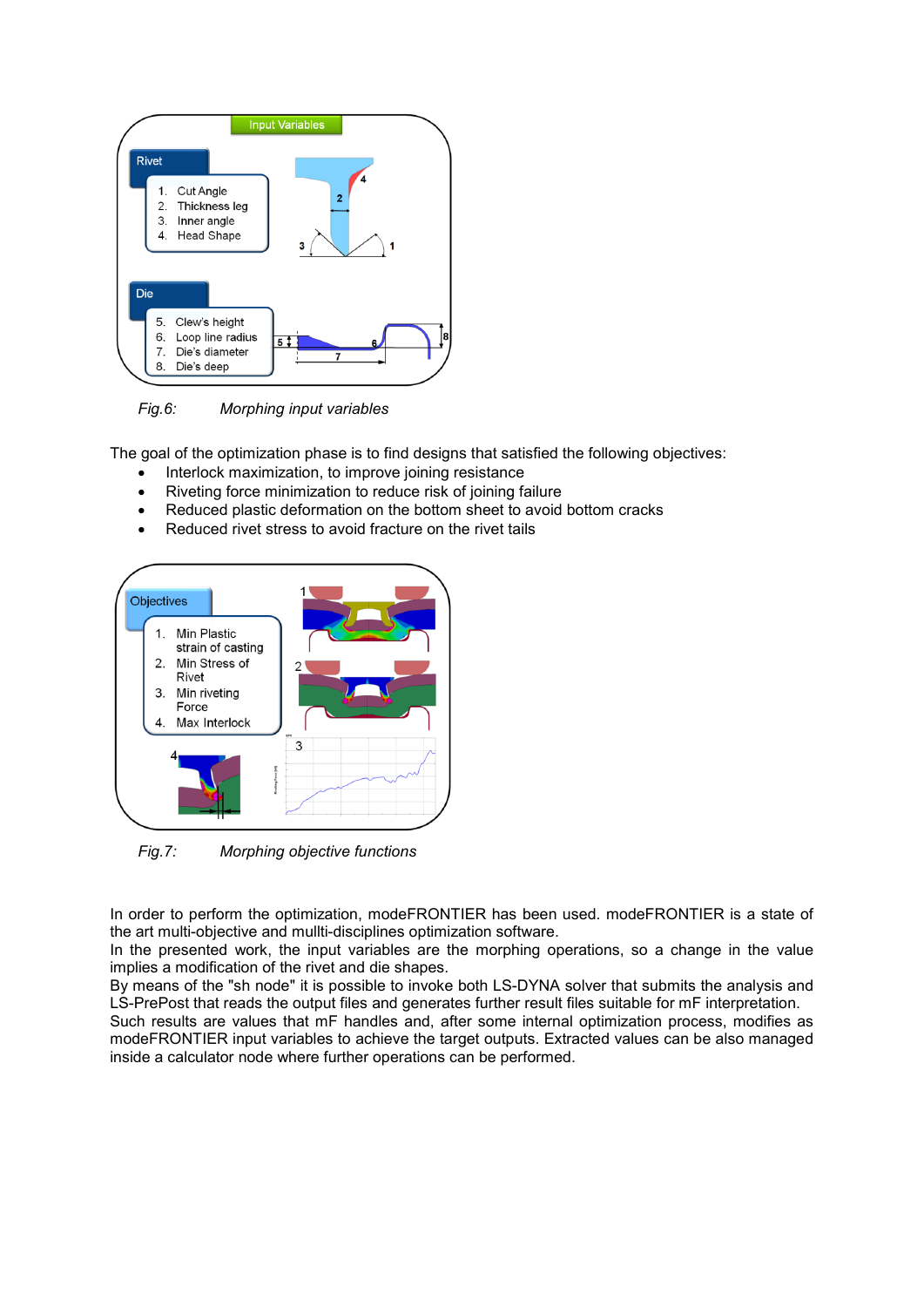Fig.6: *Morphing input variables*

The goal of the optimization phase is to find designs that satisfied the following objectives:

- Interlock maximization, to improve joining resistance
- Riveting force minimization to reduce risk of joining failure
- Reduced plastic deformation on the bottom sheet to avoid bottom cracks
- Reduced rivet stress to avoid fracture on the rivet tails

Fig.7: *Morphing objective functions*

In order to perform the optimization, modeFRONTIER has been used. modeFRONTIER is a state of the art multi-objective and mullti-disciplines optimization software.
In the presented work, the input variables are the morphing operations, so a change in the value implies a modification of the rivet and die shapes.
By means of the "sh node" it is possible to invoke both LS-DYNA solver that submits the analysis and LS-PrePost that reads the output files and generates further result files suitable for mF interpretation.
Such results are values that mF handles and, after some internal optimization process, modifies as modeFRONTIER input variables to achieve the target outputs. Extracted values can be also managed inside a calculator node where further operations can be performed.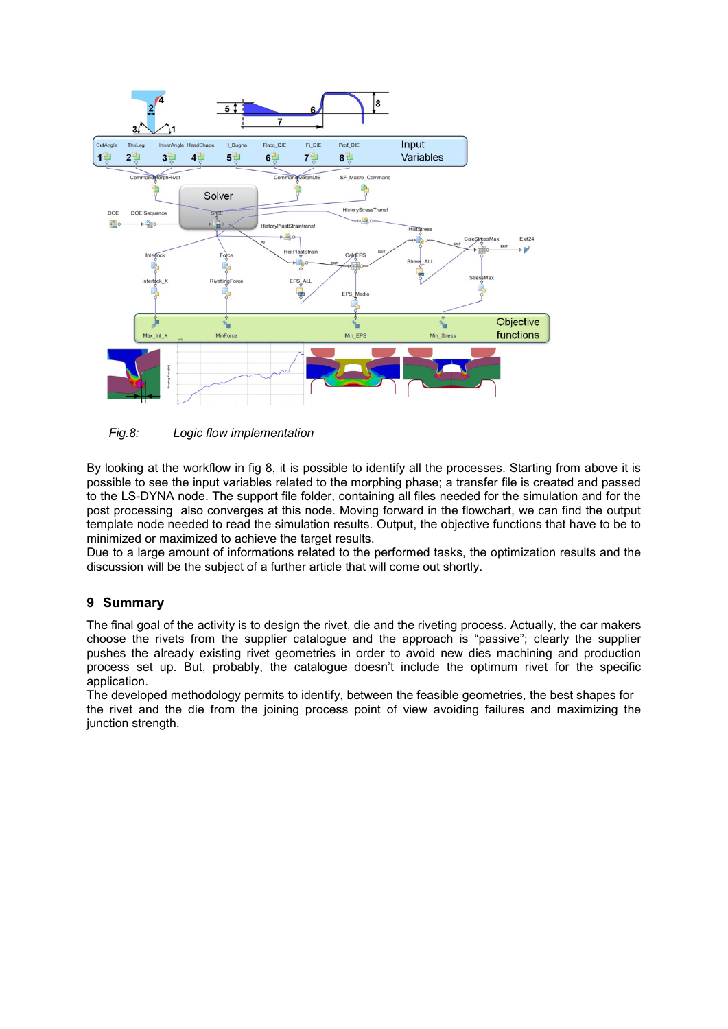Fig.8: *Logic flow implementation*

By looking at the workflow in fig 8, it is possible to identify all the processes. Starting from above it is possible to see the input variables related to the morphing phase; a transfer file is created and passed to the LS-DYNA node. The support file folder, containing all files needed for the simulation and for the post processing also converges at this node. Moving forward in the flowchart, we can find the output template node needed to read the simulation results. Output, the objective functions that have to be to minimized or maximized to achieve the target results.
Due to a large amount of informations related to the performed tasks, the optimization results and the discussion will be the subject of a further article that will come out shortly.

## 9 Summary

The final goal of the activity is to design the rivet, die and the riveting process. Actually, the car makers choose the rivets from the supplier catalogue and the approach is "passive"; clearly the supplier pushes the already existing rivet geometries in order to avoid new dies machining and production process set up. But, probably, the catalogue doesn't include the optimum rivet for the specific application.
The developed methodology permits to identify, between the feasible geometries, the best shapes for the rivet and the die from the joining process point of view avoiding failures and maximizing the junction strength.